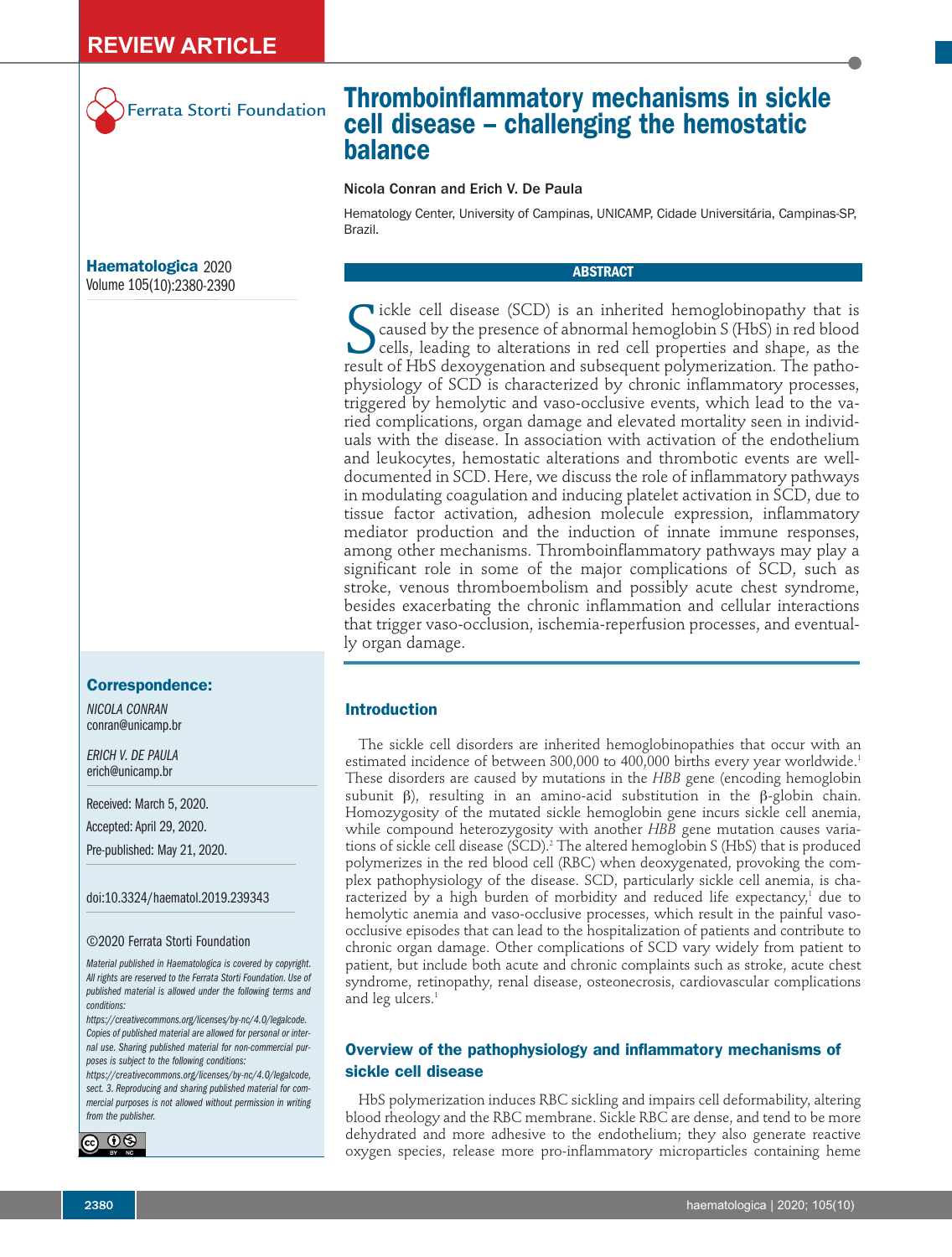REVIEW ARTICLE

Ferrata Storti Foundation

# Thromboinflammatory mechanisms in sickle cell disease – challenging the hemostatic balance

Nicola Conran and Erich V. De Paula

Hematology Center, University of Campinas, UNICAMP, Cidade Universitária, Campinas-SP, Brazil.

**Haematologica** 2020
Volume 105(10):2380-2390

## ABSTRACT

Sickle cell disease (SCD) is an inherited hemoglobinopathy that is caused by the presence of abnormal hemoglobin S (HbS) in red blood cells, leading to alterations in red cell properties and shape, as the result of HbS dexoygenation and subsequent polymerization. The pathophysiology of SCD is characterized by chronic inflammatory processes, triggered by hemolytic and vaso-occlusive events, which lead to the varied complications, organ damage and elevated mortality seen in individuals with the disease. In association with activation of the endothelium and leukocytes, hemostatic alterations and thrombotic events are well-documented in SCD. Here, we discuss the role of inflammatory pathways in modulating coagulation and inducing platelet activation in SCD, due to tissue factor activation, adhesion molecule expression, inflammatory mediator production and the induction of innate immune responses, among other mechanisms. Thromboinflammatory pathways may play a significant role in some of the major complications of SCD, such as stroke, venous thromboembolism and possibly acute chest syndrome, besides exacerbating the chronic inflammation and cellular interactions that trigger vaso-occlusion, ischemia-reperfusion processes, and eventually organ damage.

**Correspondence:**

*NICOLA CONRAN*
conran@unicamp.br

*ERICH V. DE PAULA*
erich@unicamp.br

Received: March 5, 2020.

Accepted: April 29, 2020.

Pre-published: May 21, 2020.

doi:10.3324/haematol.2019.239343

©2020 Ferrata Storti Foundation

*Material published in Haematologica is covered by copyright. All rights are reserved to the Ferrata Storti Foundation. Use of published material is allowed under the following terms and conditions: https://creativecommons.org/licenses/by-nc/4.0/legalcode. Copies of published material are allowed for personal or internal use. Sharing published material for non-commercial purposes is subject to the following conditions: https://creativecommons.org/licenses/by-nc/4.0/legalcode, sect. 3. Reproducing and sharing published material for commercial purposes is not allowed without permission in writing from the publisher.*

## Introduction

The sickle cell disorders are inherited hemoglobinopathies that occur with an estimated incidence of between 300,000 to 400,000 births every year worldwide.[1] These disorders are caused by mutations in the *HBB* gene (encoding hemoglobin subunit β), resulting in an amino-acid substitution in the β-globin chain. Homozygosity of the mutated sickle hemoglobin gene incurs sickle cell anemia, while compound heterozygosity with another *HBB* gene mutation causes variations of sickle cell disease (SCD).[2] The altered hemoglobin S (HbS) that is produced polymerizes in the red blood cell (RBC) when deoxygenated, provoking the complex pathophysiology of the disease. SCD, particularly sickle cell anemia, is characterized by a high burden of morbidity and reduced life expectancy,[1] due to hemolytic anemia and vaso-occlusive processes, which result in the painful vaso-occlusive episodes that can lead to the hospitalization of patients and contribute to chronic organ damage. Other complications of SCD vary widely from patient to patient, but include both acute and chronic complaints such as stroke, acute chest syndrome, retinopathy, renal disease, osteonecrosis, cardiovascular complications and leg ulcers.[1]

## Overview of the pathophysiology and inflammatory mechanisms of sickle cell disease

HbS polymerization induces RBC sickling and impairs cell deformability, altering blood rheology and the RBC membrane. Sickle RBC are dense, and tend to be more dehydrated and more adhesive to the endothelium; they also generate reactive oxygen species, release more pro-inflammatory microparticles containing heme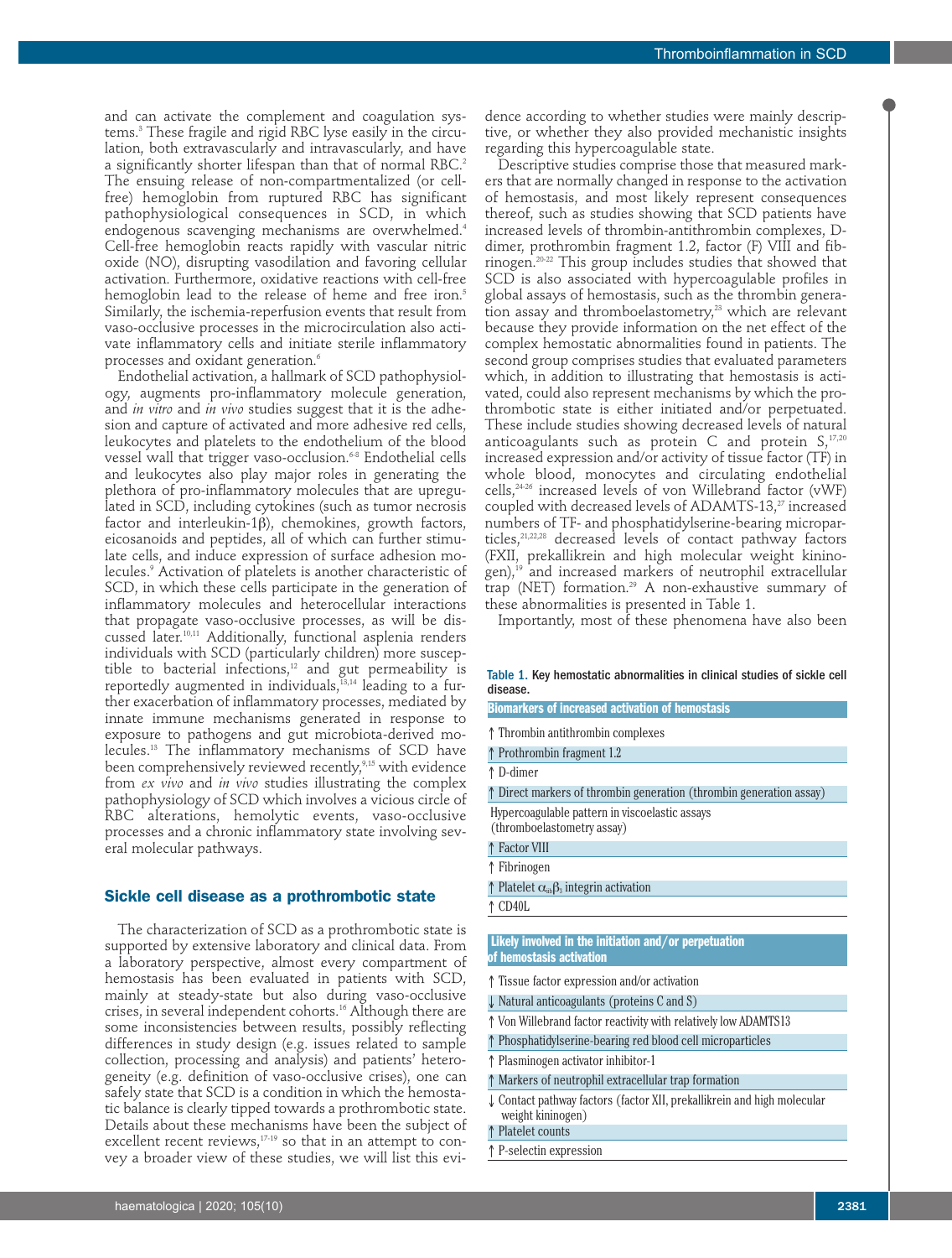and can activate the complement and coagulation systems.[3] These fragile and rigid RBC lyse easily in the circulation, both extravascularly and intravascularly, and have a significantly shorter lifespan than that of normal RBC.[2] The ensuing release of non-compartmentalized (or cell-free) hemoglobin from ruptured RBC has significant pathophysiological consequences in SCD, in which endogenous scavenging mechanisms are overwhelmed.[4] Cell-free hemoglobin reacts rapidly with vascular nitric oxide (NO), disrupting vasodilation and favoring cellular activation. Furthermore, oxidative reactions with cell-free hemoglobin lead to the release of heme and free iron.[5] Similarly, the ischemia-reperfusion events that result from vaso-occlusive processes in the microcirculation also activate inflammatory cells and initiate sterile inflammatory processes and oxidant generation.[6]

Endothelial activation, a hallmark of SCD pathophysiology, augments pro-inflammatory molecule generation, and *in vitro* and *in vivo* studies suggest that it is the adhesion and capture of activated and more adhesive red cells, leukocytes and platelets to the endothelium of the blood vessel wall that trigger vaso-occlusion.[6-8] Endothelial cells and leukocytes also play major roles in generating the plethora of pro-inflammatory molecules that are upregulated in SCD, including cytokines (such as tumor necrosis factor and interleukin-1β), chemokines, growth factors, eicosanoids and peptides, all of which can further stimulate cells, and induce expression of surface adhesion molecules.[9] Activation of platelets is another characteristic of SCD, in which these cells participate in the generation of inflammatory molecules and heterocellular interactions that propagate vaso-occlusive processes, as will be discussed later.[10,11] Additionally, functional asplenia renders individuals with SCD (particularly children) more susceptible to bacterial infections,[12] and gut permeability is reportedly augmented in individuals,[13,14] leading to a further exacerbation of inflammatory processes, mediated by innate immune mechanisms generated in response to exposure to pathogens and gut microbiota-derived molecules.[13] The inflammatory mechanisms of SCD have been comprehensively reviewed recently,[9,15] with evidence from *ex vivo* and *in vivo* studies illustrating the complex pathophysiology of SCD which involves a vicious circle of RBC alterations, hemolytic events, vaso-occlusive processes and a chronic inflammatory state involving several molecular pathways.

## Sickle cell disease as a prothrombotic state

The characterization of SCD as a prothrombotic state is supported by extensive laboratory and clinical data. From a laboratory perspective, almost every compartment of hemostasis has been evaluated in patients with SCD, mainly at steady-state but also during vaso-occlusive crises, in several independent cohorts.[16] Although there are some inconsistencies between results, possibly reflecting differences in study design (e.g. issues related to sample collection, processing and analysis) and patients' heterogeneity (e.g. definition of vaso-occlusive crises), one can safely state that SCD is a condition in which the hemostatic balance is clearly tipped towards a prothrombotic state. Details about these mechanisms have been the subject of excellent recent reviews,[17-19] so that in an attempt to convey a broader view of these studies, we will list this evidence according to whether studies were mainly descriptive, or whether they also provided mechanistic insights regarding this hypercoagulable state.

Descriptive studies comprise those that measured markers that are normally changed in response to the activation of hemostasis, and most likely represent consequences thereof, such as studies showing that SCD patients have increased levels of thrombin-antithrombin complexes, D-dimer, prothrombin fragment 1.2, factor (F) VIII and fibrinogen.[20-22] This group includes studies that showed that SCD is also associated with hypercoagulable profiles in global assays of hemostasis, such as the thrombin generation assay and thromboelastometry,[23] which are relevant because they provide information on the net effect of the complex hemostatic abnormalities found in patients. The second group comprises studies that evaluated parameters which, in addition to illustrating that hemostasis is activated, could also represent mechanisms by which the prothrombotic state is either initiated and/or perpetuated. These include studies showing decreased levels of natural anticoagulants such as protein C and protein S,[17,20] increased expression and/or activity of tissue factor (TF) in whole blood, monocytes and circulating endothelial cells,[24-26] increased levels of von Willebrand factor (vWF) coupled with decreased levels of ADAMTS-13,[27] increased numbers of TF- and phosphatidylserine-bearing microparticles,[21,22,28] decreased levels of contact pathway factors (FXII, prekallikrein and high molecular weight kininogen),[19] and increased markers of neutrophil extracellular trap (NET) formation.[29] A non-exhaustive summary of these abnormalities is presented in Table 1.

Importantly, most of these phenomena have also been

**Table 1. Key hemostatic abnormalities in clinical studies of sickle cell disease.**

| Biomarkers of increased activation of hemostasis |
|---|
| ↑ Thrombin antithrombin complexes |
| ↑ Prothrombin fragment 1.2 |
| ↑ D-dimer |
| ↑ Direct markers of thrombin generation (thrombin generation assay) |
| Hypercoagulable pattern in viscoelastic assays (thromboelastometry assay) |
| ↑ Factor VIII |
| ↑ Fibrinogen |
| ↑ Platelet $\alpha_{IIb}\beta_3$ integrin activation |
| ↑ CD40L |
| **Likely involved in the initiation and/or perpetuation of hemostasis activation** |
| ↑ Tissue factor expression and/or activation |
| ↓ Natural anticoagulants (proteins C and S) |
| ↑ Von Willebrand factor reactivity with relatively low ADAMTS13 |
| ↑ Phosphatidylserine-bearing red blood cell microparticles |
| ↑ Plasminogen activator inhibitor-1 |
| ↑ Markers of neutrophil extracellular trap formation |
| ↓ Contact pathway factors (factor XII, prekallikrein and high molecular weight kininogen) |
| ↑ Platelet counts |
| ↑ P-selectin expression |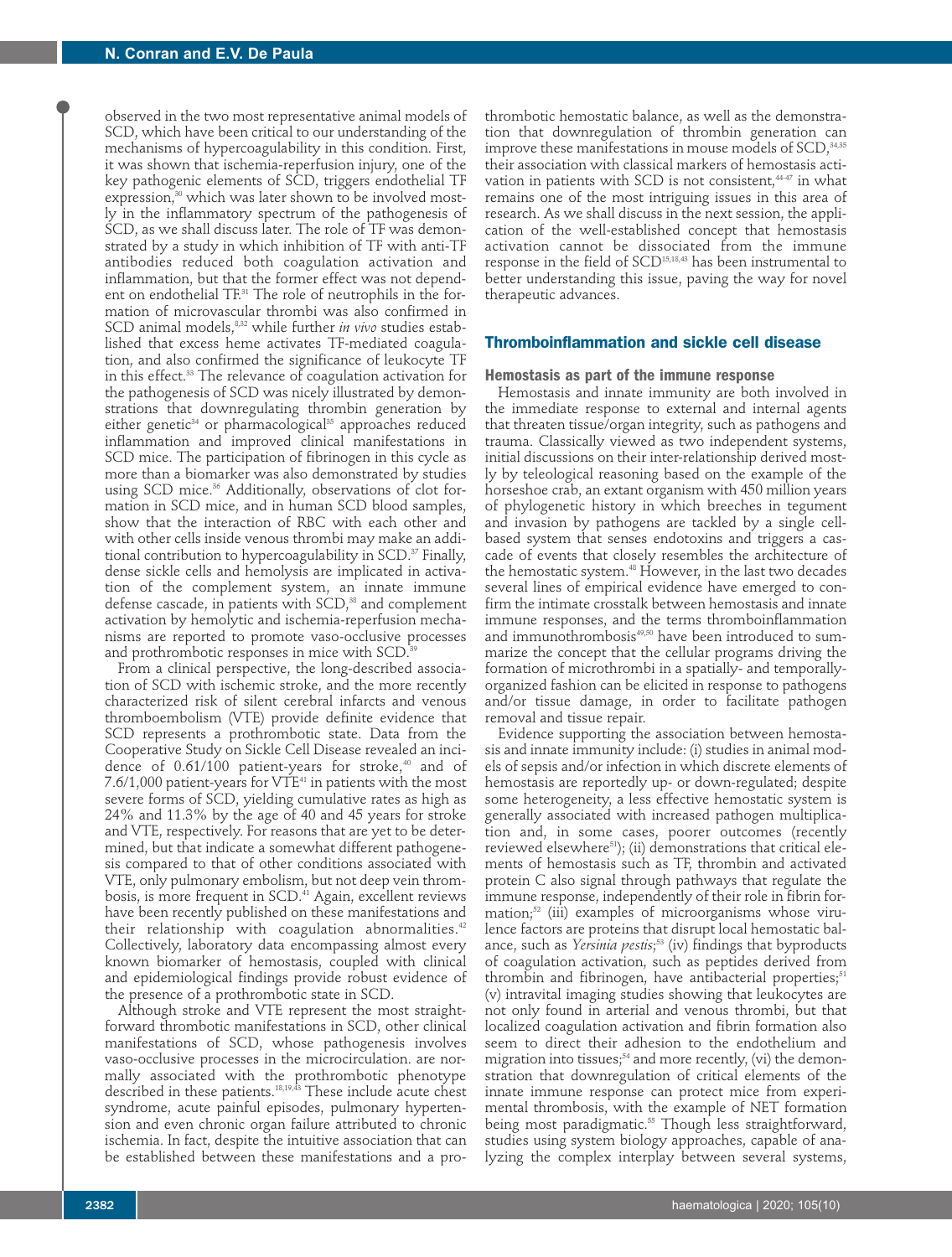observed in the two most representative animal models of SCD, which have been critical to our understanding of the mechanisms of hypercoagulability in this condition. First, it was shown that ischemia-reperfusion injury, one of the key pathogenic elements of SCD, triggers endothelial TF expression,[30] which was later shown to be involved mostly in the inflammatory spectrum of the pathogenesis of SCD, as we shall discuss later. The role of TF was demonstrated by a study in which inhibition of TF with anti-TF antibodies reduced both coagulation activation and inflammation, but that the former effect was not dependent on endothelial TF.[31] The role of neutrophils in the formation of microvascular thrombi was also confirmed in SCD animal models,[8,32] while further *in vivo* studies established that excess heme activates TF-mediated coagulation, and also confirmed the significance of leukocyte TF in this effect.[33] The relevance of coagulation activation for the pathogenesis of SCD was nicely illustrated by demonstrations that downregulating thrombin generation by either genetic[34] or pharmacological[35] approaches reduced inflammation and improved clinical manifestations in SCD mice. The participation of fibrinogen in this cycle as more than a biomarker was also demonstrated by studies using SCD mice.[36] Additionally, observations of clot formation in SCD mice, and in human SCD blood samples, show that the interaction of RBC with each other and with other cells inside venous thrombi may make an additional contribution to hypercoagulability in SCD.[37] Finally, dense sickle cells and hemolysis are implicated in activation of the complement system, an innate immune defense cascade, in patients with SCD,[38] and complement activation by hemolytic and ischemia-reperfusion mechanisms are reported to promote vaso-occlusive processes and prothrombotic responses in mice with SCD.[39]

From a clinical perspective, the long-described association of SCD with ischemic stroke, and the more recently characterized risk of silent cerebral infarcts and venous thromboembolism (VTE) provide definite evidence that SCD represents a prothrombotic state. Data from the Cooperative Study on Sickle Cell Disease revealed an incidence of 0.61/100 patient-years for stroke,[40] and of 7.6/1,000 patient-years for VTE[41] in patients with the most severe forms of SCD, yielding cumulative rates as high as 24% and 11.3% by the age of 40 and 45 years for stroke and VTE, respectively. For reasons that are yet to be determined, but that indicate a somewhat different pathogenesis compared to that of other conditions associated with VTE, only pulmonary embolism, but not deep vein thrombosis, is more frequent in SCD.[41] Again, excellent reviews have been recently published on these manifestations and their relationship with coagulation abnormalities.[42] Collectively, laboratory data encompassing almost every known biomarker of hemostasis, coupled with clinical and epidemiological findings provide robust evidence of the presence of a prothrombotic state in SCD.

Although stroke and VTE represent the most straightforward thrombotic manifestations in SCD, other clinical manifestations of SCD, whose pathogenesis involves vaso-occlusive processes in the microcirculation. are normally associated with the prothrombotic phenotype described in these patients.[18,19,43] These include acute chest syndrome, acute painful episodes, pulmonary hypertension and even chronic organ failure attributed to chronic ischemia. In fact, despite the intuitive association that can be established between these manifestations and a prothrombotic hemostatic balance, as well as the demonstration that downregulation of thrombin generation can improve these manifestations in mouse models of SCD,[34,35] their association with classical markers of hemostasis activation in patients with SCD is not consistent,[44-47] in what remains one of the most intriguing issues in this area of research. As we shall discuss in the next session, the application of the well-established concept that hemostasis activation cannot be dissociated from the immune response in the field of SCD[15,18,43] has been instrumental to better understanding this issue, paving the way for novel therapeutic advances.

## Thromboinflammation and sickle cell disease

### Hemostasis as part of the immune response

Hemostasis and innate immunity are both involved in the immediate response to external and internal agents that threaten tissue/organ integrity, such as pathogens and trauma. Classically viewed as two independent systems, initial discussions on their inter-relationship derived mostly by teleological reasoning based on the example of the horseshoe crab, an extant organism with 450 million years of phylogenetic history in which breeches in tegument and invasion by pathogens are tackled by a single cell-based system that senses endotoxins and triggers a cascade of events that closely resembles the architecture of the hemostatic system.[48] However, in the last two decades several lines of empirical evidence have emerged to confirm the intimate crosstalk between hemostasis and innate immune responses, and the terms thromboinflammation and immunothrombosis[49,50] have been introduced to summarize the concept that the cellular programs driving the formation of microthrombi in a spatially- and temporally-organized fashion can be elicited in response to pathogens and/or tissue damage, in order to facilitate pathogen removal and tissue repair.

Evidence supporting the association between hemostasis and innate immunity include: (i) studies in animal models of sepsis and/or infection in which discrete elements of hemostasis are reportedly up- or down-regulated; despite some heterogeneity, a less effective hemostatic system is generally associated with increased pathogen multiplication and, in some cases, poorer outcomes (recently reviewed elsewhere[51]); (ii) demonstrations that critical elements of hemostasis such as TF, thrombin and activated protein C also signal through pathways that regulate the immune response, independently of their role in fibrin formation;[52] (iii) examples of microorganisms whose virulence factors are proteins that disrupt local hemostatic balance, such as *Yersinia pestis*;[53] (iv) findings that byproducts of coagulation activation, such as peptides derived from thrombin and fibrinogen, have antibacterial properties;[51] (v) intravital imaging studies showing that leukocytes are not only found in arterial and venous thrombi, but that localized coagulation activation and fibrin formation also seem to direct their adhesion to the endothelium and migration into tissues;[54] and more recently, (vi) the demonstration that downregulation of critical elements of the innate immune response can protect mice from experimental thrombosis, with the example of NET formation being most paradigmatic.[55] Though less straightforward, studies using system biology approaches, capable of analyzing the complex interplay between several systems,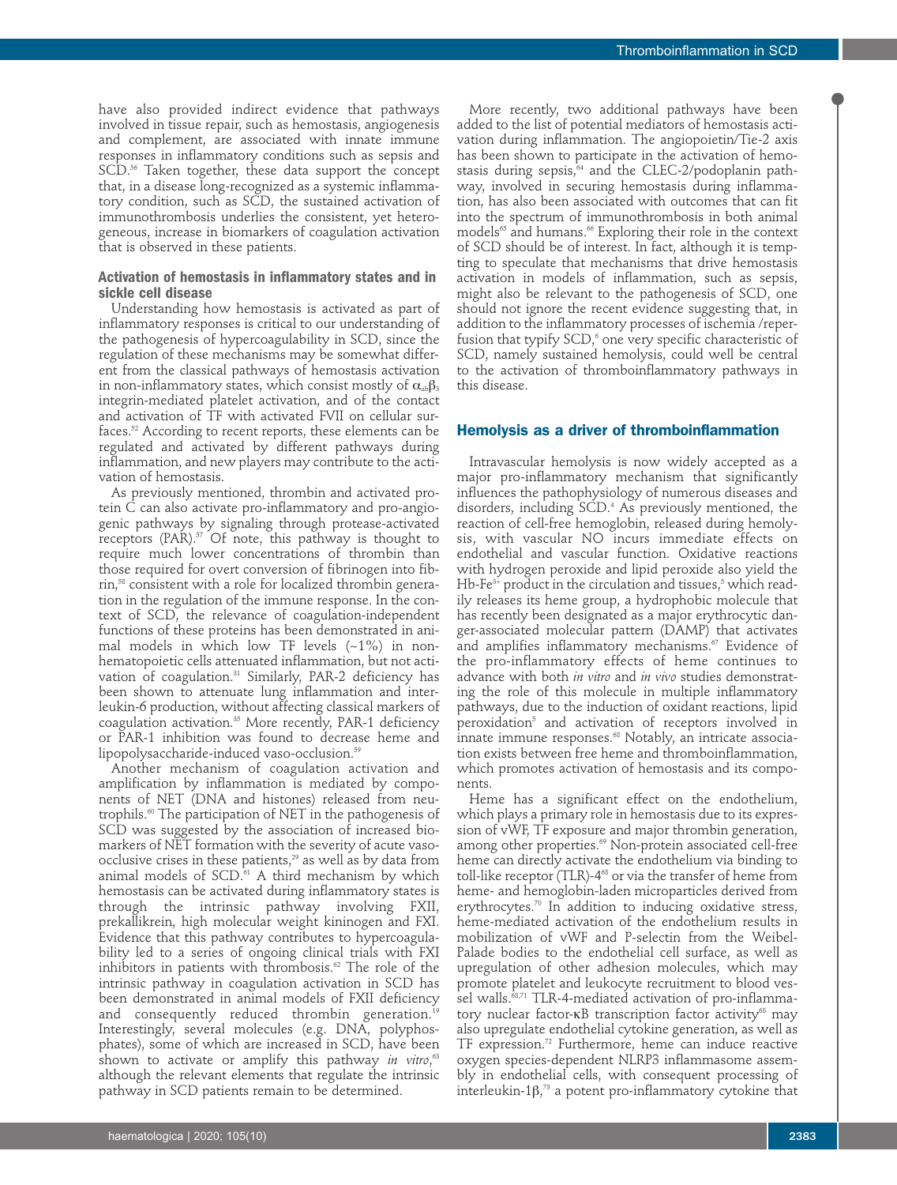have also provided indirect evidence that pathways involved in tissue repair, such as hemostasis, angiogenesis and complement, are associated with innate immune responses in inflammatory conditions such as sepsis and SCD.[56] Taken together, these data support the concept that, in a disease long-recognized as a systemic inflammatory condition, such as SCD, the sustained activation of immunothrombosis underlies the consistent, yet heterogeneous, increase in biomarkers of coagulation activation that is observed in these patients.

### Activation of hemostasis in inflammatory states and in sickle cell disease

Understanding how hemostasis is activated as part of inflammatory responses is critical to our understanding of the pathogenesis of hypercoagulability in SCD, since the regulation of these mechanisms may be somewhat different from the classical pathways of hemostasis activation in non-inflammatory states, which consist mostly of $\alpha_{IIb}\beta_3$ integrin-mediated platelet activation, and of the contact and activation of TF with activated FVII on cellular surfaces.[52] According to recent reports, these elements can be regulated and activated by different pathways during inflammation, and new players may contribute to the activation of hemostasis.

As previously mentioned, thrombin and activated protein C can also activate pro-inflammatory and pro-angiogenic pathways by signaling through protease-activated receptors (PAR).[57] Of note, this pathway is thought to require much lower concentrations of thrombin than those required for overt conversion of fibrinogen into fibrin,[58] consistent with a role for localized thrombin generation in the regulation of the immune response. In the context of SCD, the relevance of coagulation-independent functions of these proteins has been demonstrated in animal models in which low TF levels (~1%) in non-hematopoietic cells attenuated inflammation, but not activation of coagulation.[31] Similarly, PAR-2 deficiency has been shown to attenuate lung inflammation and interleukin-6 production, without affecting classical markers of coagulation activation.[35] More recently, PAR-1 deficiency or PAR-1 inhibition was found to decrease heme and lipopolysaccharide-induced vaso-occlusion.[59]

Another mechanism of coagulation activation and amplification by inflammation is mediated by components of NET (DNA and histones) released from neutrophils.[60] The participation of NET in the pathogenesis of SCD was suggested by the association of increased biomarkers of NET formation with the severity of acute vaso-occlusive crises in these patients,[29] as well as by data from animal models of SCD.[61] A third mechanism by which hemostasis can be activated during inflammatory states is through the intrinsic pathway involving FXII, prekallikrein, high molecular weight kininogen and FXI. Evidence that this pathway contributes to hypercoagulability led to a series of ongoing clinical trials with FXI inhibitors in patients with thrombosis.[62] The role of the intrinsic pathway in coagulation activation in SCD has been demonstrated in animal models of FXII deficiency and consequently reduced thrombin generation.[19] Interestingly, several molecules (e.g. DNA, polyphosphates), some of which are increased in SCD, have been shown to activate or amplify this pathway *in vitro*,[63] although the relevant elements that regulate the intrinsic pathway in SCD patients remain to be determined.

More recently, two additional pathways have been added to the list of potential mediators of hemostasis activation during inflammation. The angiopoietin/Tie-2 axis has been shown to participate in the activation of hemostasis during sepsis,[64] and the CLEC-2/podoplanin pathway, involved in securing hemostasis during inflammation, has also been associated with outcomes that can fit into the spectrum of immunothrombosis in both animal models[65] and humans.[66] Exploring their role in the context of SCD should be of interest. In fact, although it is tempting to speculate that mechanisms that drive hemostasis activation in models of inflammation, such as sepsis, might also be relevant to the pathogenesis of SCD, one should not ignore the recent evidence suggesting that, in addition to the inflammatory processes of ischemia /reperfusion that typify SCD,[6] one very specific characteristic of SCD, namely sustained hemolysis, could well be central to the activation of thromboinflammatory pathways in this disease.

## Hemolysis as a driver of thromboinflammation

Intravascular hemolysis is now widely accepted as a major pro-inflammatory mechanism that significantly influences the pathophysiology of numerous diseases and disorders, including SCD.[4] As previously mentioned, the reaction of cell-free hemoglobin, released during hemolysis, with vascular NO incurs immediate effects on endothelial and vascular function. Oxidative reactions with hydrogen peroxide and lipid peroxide also yield the Hb-$Fe^{3+}$ product in the circulation and tissues,[5] which readily releases its heme group, a hydrophobic molecule that has recently been designated as a major erythrocytic danger-associated molecular pattern (DAMP) that activates and amplifies inflammatory mechanisms.[67] Evidence of the pro-inflammatory effects of heme continues to advance with both *in vitro* and *in vivo* studies demonstrating the role of this molecule in multiple inflammatory pathways, due to the induction of oxidant reactions, lipid peroxidation[5] and activation of receptors involved in innate immune responses.[68] Notably, an intricate association exists between free heme and thromboinflammation, which promotes activation of hemostasis and its components.

Heme has a significant effect on the endothelium, which plays a primary role in hemostasis due to its expression of vWF, TF exposure and major thrombin generation, among other properties.[69] Non-protein associated cell-free heme can directly activate the endothelium via binding to toll-like receptor (TLR)-4[68] or via the transfer of heme from heme- and hemoglobin-laden microparticles derived from erythrocytes.[70] In addition to inducing oxidative stress, heme-mediated activation of the endothelium results in mobilization of vWF and P-selectin from the Weibel-Palade bodies to the endothelial cell surface, as well as upregulation of other adhesion molecules, which may promote platelet and leukocyte recruitment to blood vessel walls.[68,71] TLR-4-mediated activation of pro-inflammatory nuclear factor-κB transcription factor activity[68] may also upregulate endothelial cytokine generation, as well as TF expression.[72] Furthermore, heme can induce reactive oxygen species-dependent NLRP3 inflammasome assembly in endothelial cells, with consequent processing of interleukin-1β,[73] a potent pro-inflammatory cytokine that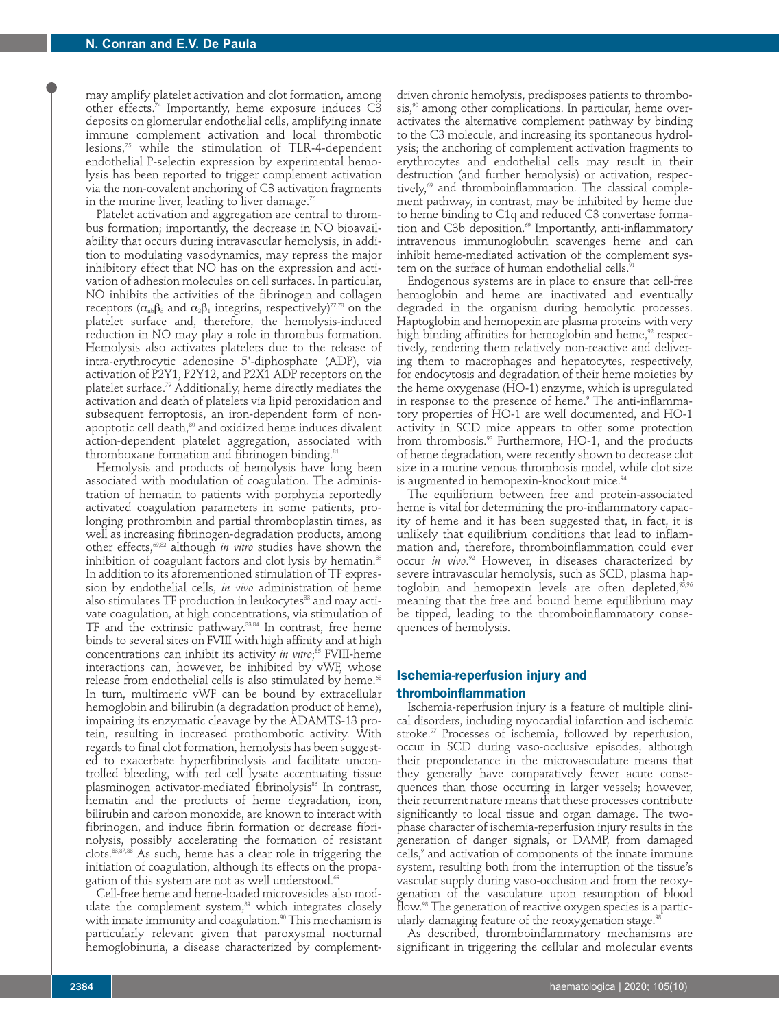may amplify platelet activation and clot formation, among other effects.[74] Importantly, heme exposure induces C3 deposits on glomerular endothelial cells, amplifying innate immune complement activation and local thrombotic lesions,[75] while the stimulation of TLR-4-dependent endothelial P-selectin expression by experimental hemolysis has been reported to trigger complement activation via the non-covalent anchoring of C3 activation fragments in the murine liver, leading to liver damage.[76]

Platelet activation and aggregation are central to thrombus formation; importantly, the decrease in NO bioavailability that occurs during intravascular hemolysis, in addition to modulating vasodynamics, may repress the major inhibitory effect that NO has on the expression and activation of adhesion molecules on cell surfaces. In particular, NO inhibits the activities of the fibrinogen and collagen receptors ($\alpha_{IIb}\beta_3$ and $\alpha_2\beta_1$ integrins, respectively)[77,78] on the platelet surface and, therefore, the hemolysis-induced reduction in NO may play a role in thrombus formation. Hemolysis also activates platelets due to the release of intra-erythrocytic adenosine 5'-diphosphate (ADP), via activation of P2Y1, P2Y12, and P2X1 ADP receptors on the platelet surface.[79] Additionally, heme directly mediates the activation and death of platelets via lipid peroxidation and subsequent ferroptosis, an iron-dependent form of non-apoptotic cell death,[80] and oxidized heme induces divalent action-dependent platelet aggregation, associated with thromboxane formation and fibrinogen binding.[81]

Hemolysis and products of hemolysis have long been associated with modulation of coagulation. The administration of hematin to patients with porphyria reportedly activated coagulation parameters in some patients, prolonging prothrombin and partial thromboplastin times, as well as increasing fibrinogen-degradation products, among other effects,[69,82] although *in vitro* studies have shown the inhibition of coagulant factors and clot lysis by hematin.[83] In addition to its aforementioned stimulation of TF expression by endothelial cells, *in vivo* administration of heme also stimulates TF production in leukocytes[33] and may activate coagulation, at high concentrations, via stimulation of TF and the extrinsic pathway.[33,84] In contrast, free heme binds to several sites on FVIII with high affinity and at high concentrations can inhibit its activity *in vitro*;[85] FVIII-heme interactions can, however, be inhibited by vWF, whose release from endothelial cells is also stimulated by heme.[68] In turn, multimeric vWF can be bound by extracellular hemoglobin and bilirubin (a degradation product of heme), impairing its enzymatic cleavage by the ADAMTS-13 protein, resulting in increased prothombotic activity. With regards to final clot formation, hemolysis has been suggested to exacerbate hyperfibrinolysis and facilitate uncontrolled bleeding, with red cell lysate accentuating tissue plasminogen activator-mediated fibrinolysis[86] In contrast, hematin and the products of heme degradation, iron, bilirubin and carbon monoxide, are known to interact with fibrinogen, and induce fibrin formation or decrease fibrinolysis, possibly accelerating the formation of resistant clots.[83,87,88] As such, heme has a clear role in triggering the initiation of coagulation, although its effects on the propagation of this system are not as well understood.[69]

Cell-free heme and heme-loaded microvesicles also modulate the complement system,[89] which integrates closely with innate immunity and coagulation.[90] This mechanism is particularly relevant given that paroxysmal nocturnal hemoglobinuria, a disease characterized by complement-driven chronic hemolysis, predisposes patients to thrombosis,[90] among other complications. In particular, heme overactivates the alternative complement pathway by binding to the C3 molecule, and increasing its spontaneous hydrolysis; the anchoring of complement activation fragments to erythrocytes and endothelial cells may result in their destruction (and further hemolysis) or activation, respectively,[69] and thromboinflammation. The classical complement pathway, in contrast, may be inhibited by heme due to heme binding to C1q and reduced C3 convertase formation and C3b deposition.[69] Importantly, anti-inflammatory intravenous immunoglobulin scavenges heme and can inhibit heme-mediated activation of the complement system on the surface of human endothelial cells.[91]

Endogenous systems are in place to ensure that cell-free hemoglobin and heme are inactivated and eventually degraded in the organism during hemolytic processes. Haptoglobin and hemopexin are plasma proteins with very high binding affinities for hemoglobin and heme,[92] respectively, rendering them relatively non-reactive and delivering them to macrophages and hepatocytes, respectively, for endocytosis and degradation of their heme moieties by the heme oxygenase (HO-1) enzyme, which is upregulated in response to the presence of heme.[9] The anti-inflammatory properties of HO-1 are well documented, and HO-1 activity in SCD mice appears to offer some protection from thrombosis.[93] Furthermore, HO-1, and the products of heme degradation, were recently shown to decrease clot size in a murine venous thrombosis model, while clot size is augmented in hemopexin-knockout mice.[94]

The equilibrium between free and protein-associated heme is vital for determining the pro-inflammatory capacity of heme and it has been suggested that, in fact, it is unlikely that equilibrium conditions that lead to inflammation and, therefore, thromboinflammation could ever occur *in vivo*.[92] However, in diseases characterized by severe intravascular hemolysis, such as SCD, plasma haptoglobin and hemopexin levels are often depleted,[95,96] meaning that the free and bound heme equilibrium may be tipped, leading to the thromboinflammatory consequences of hemolysis.

## Ischemia-reperfusion injury and thromboinflammation

Ischemia-reperfusion injury is a feature of multiple clinical disorders, including myocardial infarction and ischemic stroke.[97] Processes of ischemia, followed by reperfusion, occur in SCD during vaso-occlusive episodes, although their preponderance in the microvasculature means that they generally have comparatively fewer acute consequences than those occurring in larger vessels; however, their recurrent nature means that these processes contribute significantly to local tissue and organ damage. The two-phase character of ischemia-reperfusion injury results in the generation of danger signals, or DAMP, from damaged cells,[9] and activation of components of the innate immune system, resulting both from the interruption of the tissue's vascular supply during vaso-occlusion and from the reoxygenation of the vasculature upon resumption of blood flow.[98] The generation of reactive oxygen species is a particularly damaging feature of the reoxygenation stage.[98]

As described, thromboinflammatory mechanisms are significant in triggering the cellular and molecular events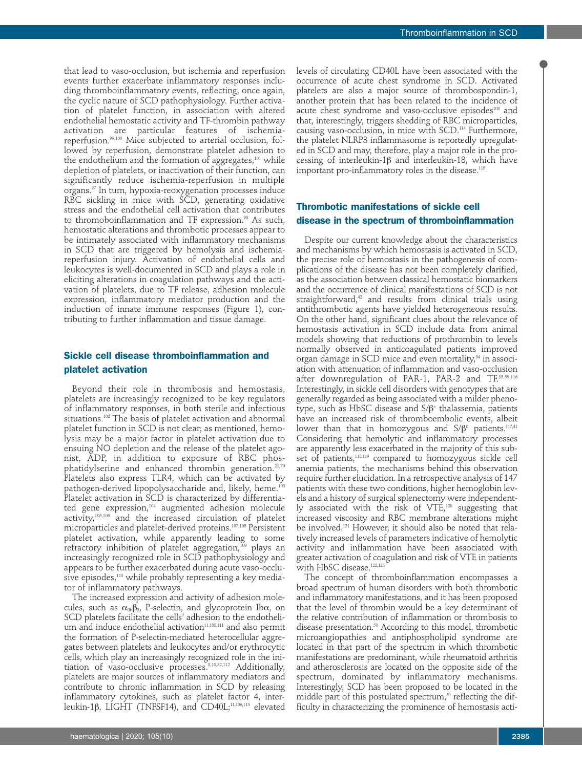that lead to vaso-occlusion, but ischemia and reperfusion events further exacerbate inflammatory responses including thromboinflammatory events, reflecting, once again, the cyclic nature of SCD pathophysiology. Further activation of platelet function, in association with altered endothelial hemostatic activity and TF-thrombin pathway activation are particular features of ischemia-reperfusion.[99,100] Mice subjected to arterial occlusion, followed by reperfusion, demonstrate platelet adhesion to the endothelium and the formation of aggregates,[101] while depletion of platelets, or inactivation of their function, can significantly reduce ischemia-reperfusion in multiple organs.[97] In turn, hypoxia-reoxygenation processes induce RBC sickling in mice with SCD, generating oxidative stress and the endothelial cell activation that contributes to thromoboinflammation and TF expression.[98] As such, hemostatic alterations and thrombotic processes appear to be intimately associated with inflammatory mechanisms in SCD that are triggered by hemolysis and ischemia-reperfusion injury. Activation of endothelial cells and leukocytes is well-documented in SCD and plays a role in eliciting alterations in coagulation pathways and the activation of platelets, due to TF release, adhesion molecule expression, inflammatory mediator production and the induction of innate immune responses (Figure 1), contributing to further inflammation and tissue damage.

## Sickle cell disease thromboinflammation and platelet activation

Beyond their role in thrombosis and hemostasis, platelets are increasingly recognized to be key regulators of inflammatory responses, in both sterile and infectious situations.[102] The basis of platelet activation and abnormal platelet function in SCD is not clear; as mentioned, hemolysis may be a major factor in platelet activation due to ensuing NO depletion and the release of the platelet agonist, ADP, in addition to exposure of RBC phosphatidylserine and enhanced thrombin generation.[21,79] Platelets also express TLR4, which can be activated by pathogen-derived lipopolysaccharide and, likely, heme.[103] Platelet activation in SCD is characterized by differentiated gene expression,[104] augmented adhesion molecule activity,[105,106] and the increased circulation of platelet microparticles and platelet-derived proteins.[107,108] Persistent platelet activation, while apparently leading to some refractory inhibition of platelet aggregation,[109] plays an increasingly recognized role in SCD pathophysiology and appears to be further exacerbated during acute vaso-occlusive episodes,[110] while probably representing a key mediator of inflammatory pathways.

The increased expression and activity of adhesion molecules, such as $\alpha_{IIb}\beta_3$, P-selectin, and glycoprotein Ib$\alpha$, on SCD platelets facilitate the cells' adhesion to the endothelium and induce endothelial activation[11,105,111] and also permit the formation of P-selectin-mediated heterocellular aggregates between platelets and leukocytes and/or erythrocytic cells, which play an increasingly recognized role in the initiation of vaso-occlusive processes.[8,10,32,112] Additionally, platelets are major sources of inflammatory mediators and contribute to chronic inflammation in SCD by releasing inflammatory cytokines, such as platelet factor 4, interleukin-1$\beta$, LIGHT (TNFSF14), and CD40L;[11,106,113] elevated levels of circulating CD40L have been associated with the occurrence of acute chest syndrome in SCD. Activated platelets are also a major source of thrombospondin-1, another protein that has been related to the incidence of acute chest syndrome and vaso-occlusive episodes[108] and that, interestingly, triggers shedding of RBC microparticles, causing vaso-occlusion, in mice with SCD.[114] Furthermore, the platelet NLRP3 inflammasome is reportedly upregulated in SCD and may, therefore, play a major role in the processing of interleukin-1$\beta$ and interleukin-18, which have important pro-inflammatory roles in the disease.[115]

## Thrombotic manifestations of sickle cell disease in the spectrum of thromboinflammation

Despite our current knowledge about the characteristics and mechanisms by which hemostasis is activated in SCD, the precise role of hemostasis in the pathogenesis of complications of the disease has not been completely clarified, as the association between classical hemostatic biomarkers and the occurrence of clinical manifestations of SCD is not straightforward,[42] and results from clinical trials using antithrombotic agents have yielded heterogeneous results. On the other hand, significant clues about the relevance of hemostasis activation in SCD include data from animal models showing that reductions of prothrombin to levels normally observed in anticoagulated patients improved organ damage in SCD mice and even mortality,[34] in association with attenuation of inflammation and vaso-occlusion after downregulation of PAR-1, PAR-2 and TF.[35,59,116] Interestingly, in sickle cell disorders with genotypes that are generally regarded as being associated with a milder phenotype, such as HbSC disease and S/$\beta^+$ thalassemia, patients have an increased risk of thromboembolic events, albeit lower than that in homozygous and S/$\beta^0$ patients.[117,41] Considering that hemolytic and inflammatory processes are apparently less exacerbated in the majority of this subset of patients,[118,119] compared to homozygous sickle cell anemia patients, the mechanisms behind this observation require further elucidation. In a retrospective analysis of 147 patients with these two conditions, higher hemoglobin levels and a history of surgical splenectomy were independently associated with the risk of VTE,[120] suggesting that increased viscosity and RBC membrane alterations might be involved.[121] However, it should also be noted that relatively increased levels of parameters indicative of hemolytic activity and inflammation have been associated with greater activation of coagulation and risk of VTE in patients with HbSC disease.[122,123]

The concept of thromboinflammation encompasses a broad spectrum of human disorders with both thrombotic and inflammatory manifestations, and it has been proposed that the level of thrombin would be a key determinant of the relative contribution of inflammation or thrombosis to disease presentation.[50] According to this model, thrombotic microangiopathies and antiphospholipid syndrome are located in that part of the spectrum in which thrombotic manifestations are predominant, while rheumatoid arthritis and atherosclerosis are located on the opposite side of the spectrum, dominated by inflammatory mechanisms. Interestingly, SCD has been proposed to be located in the middle part of this postulated spectrum,[50] reflecting the difficulty in characterizing the prominence of hemostasis acti-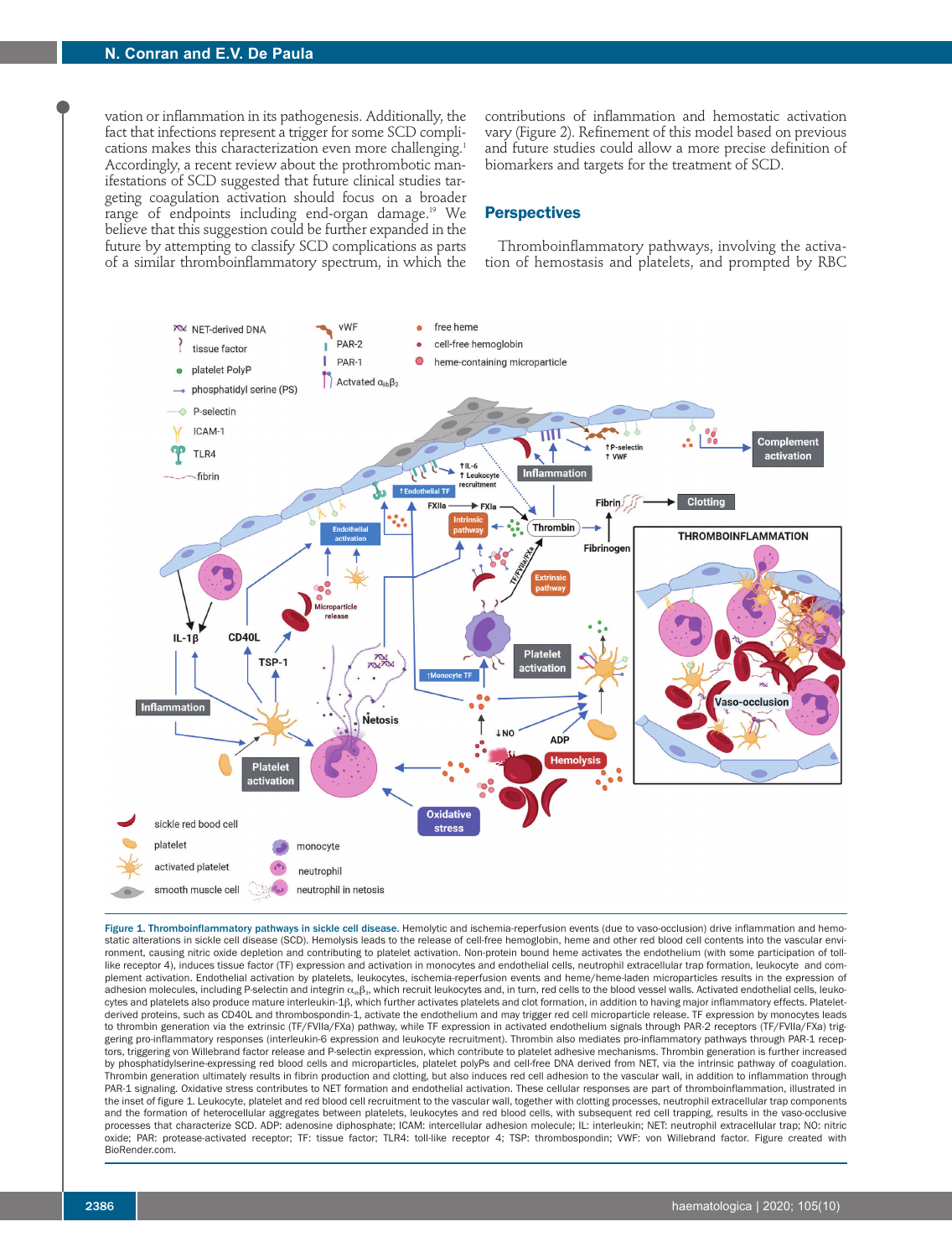vation or inflammation in its pathogenesis. Additionally, the fact that infections represent a trigger for some SCD complications makes this characterization even more challenging.[1] Accordingly, a recent review about the prothrombotic manifestations of SCD suggested that future clinical studies targeting coagulation activation should focus on a broader range of endpoints including end-organ damage.[19] We believe that this suggestion could be further expanded in the future by attempting to classify SCD complications as parts of a similar thromboinflammatory spectrum, in which the contributions of inflammation and hemostatic activation vary (Figure 2). Refinement of this model based on previous and future studies could allow a more precise definition of biomarkers and targets for the treatment of SCD.

## Perspectives

Thromboinflammatory pathways, involving the activation of hemostasis and platelets, and prompted by RBC

**Figure 1. Thromboinflammatory pathways in sickle cell disease.** Hemolytic and ischemia-reperfusion events (due to vaso-occlusion) drive inflammation and hemostatic alterations in sickle cell disease (SCD). Hemolysis leads to the release of cell-free hemoglobin, heme and other red blood cell contents into the vascular environment, causing nitric oxide depletion and contributing to platelet activation. Non-protein bound heme activates the endothelium (with some participation of toll-like receptor 4), induces tissue factor (TF) expression and activation in monocytes and endothelial cells, neutrophil extracellular trap formation, leukocyte and complement activation. Endothelial activation by platelets, leukocytes, ischemia-reperfusion events and heme/heme-laden microparticles results in the expression of adhesion molecules, including P-selectin and integrin $\alpha_{IIb}\beta_3$, which recruit leukocytes and, in turn, red cells to the blood vessel walls. Activated endothelial cells, leukocytes and platelets also produce mature interleukin-1β, which further activates platelets and clot formation, in addition to having major inflammatory effects. Platelet-derived proteins, such as CD40L and thrombospondin-1, activate the endothelium and may trigger red cell microparticle release. TF expression by monocytes leads to thrombin generation via the extrinsic (TF/FVIIa/FXa) pathway, while TF expression in activated endothelium signals through PAR-2 receptors (TF/FVIIa/FXa) triggering pro-inflammatory responses (interleukin-6 expression and leukocyte recruitment). Thrombin also mediates pro-inflammatory pathways through PAR-1 receptors, triggering von Willebrand factor release and P-selectin expression, which contribute to platelet adhesive mechanisms. Thrombin generation is further increased by phosphatidylserine-expressing red blood cells and microparticles, platelet PolyPs and cell-free DNA derived from NET, via the intrinsic pathway of coagulation. Thrombin generation ultimately results in fibrin production and clotting, but also induces red cell adhesion to the vascular wall, in addition to inflammation through PAR-1 signaling. Oxidative stress contributes to NET formation and endothelial activation. These cellular responses are part of thromboinflammation, illustrated in the inset of figure 1. Leukocyte, platelet and red blood cell recruitment to the vascular wall, together with clotting processes, neutrophil extracellular trap components and the formation of heterocellular aggregates between platelets, leukocytes and red blood cells, with subsequent red cell trapping, results in the vaso-occlusive processes that characterize SCD. ADP: adenosine diphosphate; ICAM: intercellular adhesion molecule; IL: interleukin; NET: neutrophil extracellular trap; NO: nitric oxide; PAR: protease-activated receptor; TF: tissue factor; TLR4: toll-like receptor 4; TSP: thrombospondin; VWF: von Willebrand factor. Figure created with BioRender.com.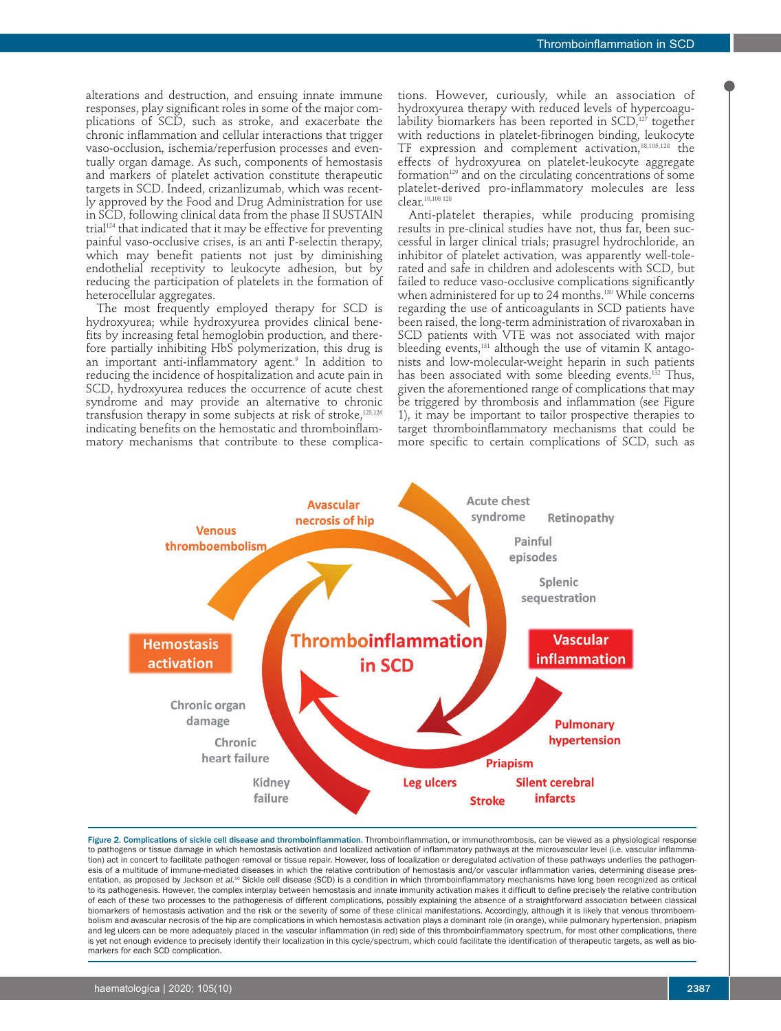alterations and destruction, and ensuing innate immune responses, play significant roles in some of the major complications of SCD, such as stroke, and exacerbate the chronic inflammation and cellular interactions that trigger vaso-occlusion, ischemia/reperfusion processes and eventually organ damage. As such, components of hemostasis and markers of platelet activation constitute therapeutic targets in SCD. Indeed, crizanlizumab, which was recently approved by the Food and Drug Administration for use in SCD, following clinical data from the phase II SUSTAIN trial[124] that indicated that it may be effective for preventing painful vaso-occlusive crises, is an anti P-selectin therapy, which may benefit patients not just by diminishing endothelial receptivity to leukocyte adhesion, but by reducing the participation of platelets in the formation of heterocellular aggregates.

The most frequently employed therapy for SCD is hydroxyurea; while hydroxyurea provides clinical benefits by increasing fetal hemoglobin production, and therefore partially inhibiting HbS polymerization, this drug is an important anti-inflammatory agent.[9] In addition to reducing the incidence of hospitalization and acute pain in SCD, hydroxyurea reduces the occurrence of acute chest syndrome and may provide an alternative to chronic transfusion therapy in some subjects at risk of stroke,[125,126] indicating benefits on the hemostatic and thromboinflammatory mechanisms that contribute to these complications. However, curiously, while an association of hydroxyurea therapy with reduced levels of hypercoagulability biomarkers has been reported in SCD,[127] together with reductions in platelet-fibrinogen binding, leukocyte TF expression and complement activation,[38,105,128] the effects of hydroxyurea on platelet-leukocyte aggregate formation[129] and on the circulating concentrations of some platelet-derived pro-inflammatory molecules are less clear.[10,108 128]

Anti-platelet therapies, while producing promising results in pre-clinical studies have not, thus far, been successful in larger clinical trials; prasugrel hydrochloride, an inhibitor of platelet activation, was apparently well-tolerated and safe in children and adolescents with SCD, but failed to reduce vaso-occlusive complications significantly when administered for up to 24 months.[130] While concerns regarding the use of anticoagulants in SCD patients have been raised, the long-term administration of rivaroxaban in SCD patients with VTE was not associated with major bleeding events,[131] although the use of vitamin K antagonists and low-molecular-weight heparin in such patients has been associated with some bleeding events.[132] Thus, given the aforementioned range of complications that may be triggered by thrombosis and inflammation (see Figure 1), it may be important to tailor prospective therapies to target thromboinflammatory mechanisms that could be more specific to certain complications of SCD, such as

**Figure 2. Complications of sickle cell disease and thromboinflammation.** Thromboinflammation, or immunothrombosis, can be viewed as a physiological response to pathogens or tissue damage in which hemostasis activation and localized activation of inflammatory pathways at the microvascular level (i.e. vascular inflammation) act in concert to facilitate pathogen removal or tissue repair. However, loss of localization or deregulated activation of these pathways underlies the pathogenesis of a multitude of immune-mediated diseases in which the relative contribution of hemostasis and/or vascular inflammation varies, determining disease presentation, as proposed by Jackson *et al.*[50] Sickle cell disease (SCD) is a condition in which thromboinflammatory mechanisms have long been recognized as critical to its pathogenesis. However, the complex interplay between hemostasis and innate immunity activation makes it difficult to define precisely the relative contribution of each of these two processes to the pathogenesis of different complications, possibly explaining the absence of a straightforward association between classical biomarkers of hemostasis activation and the risk or the severity of some of these clinical manifestations. Accordingly, although it is likely that venous thromboembolism and avascular necrosis of the hip are complications in which hemostasis activation plays a dominant role (in orange), while pulmonary hypertension, priapism and leg ulcers can be more adequately placed in the vascular inflammation (in red) side of this thromboinflammatory spectrum, for most other complications, there is yet not enough evidence to precisely identify their localization in this cycle/spectrum, which could facilitate the identification of therapeutic targets, as well as biomarkers for each SCD complication.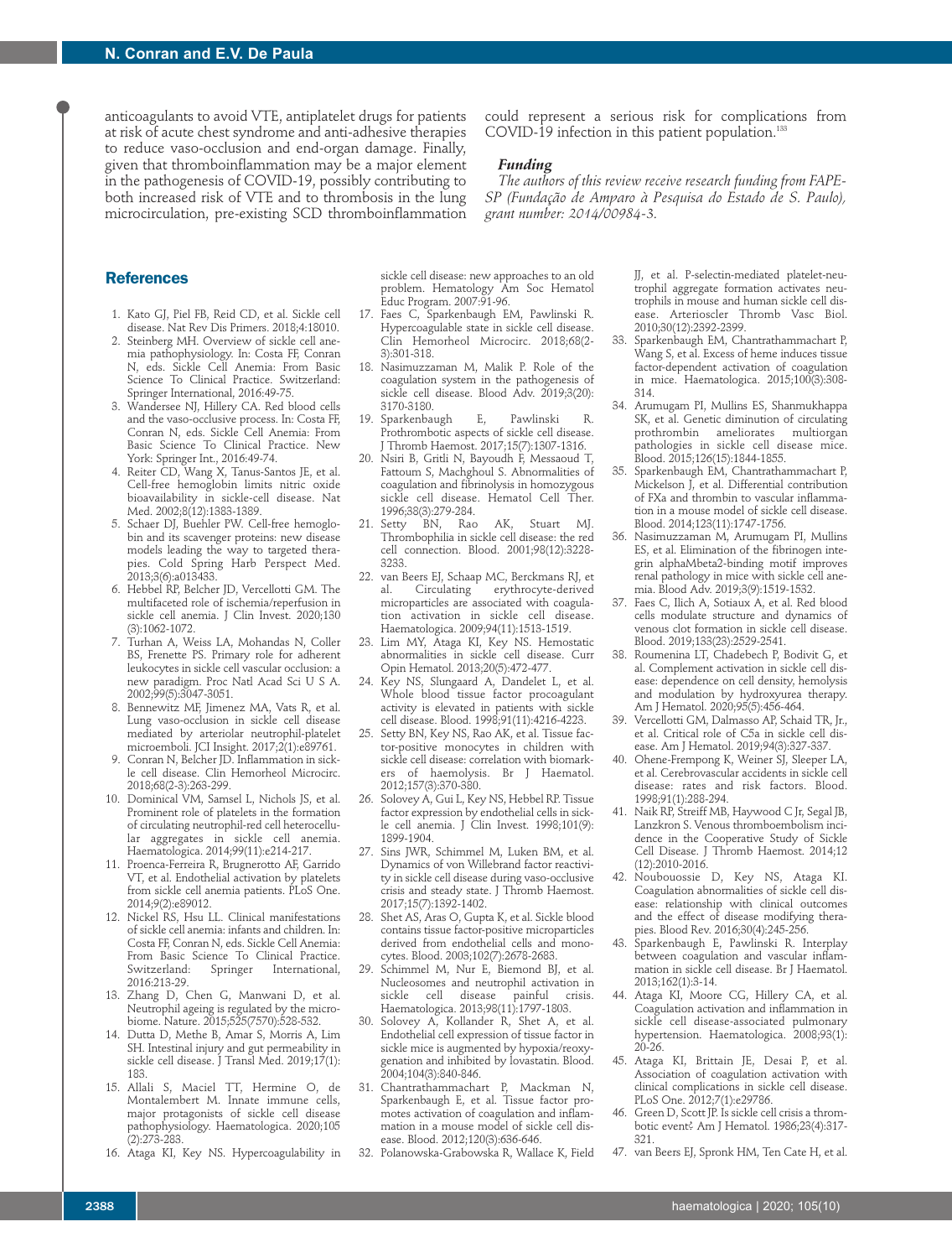anticoagulants to avoid VTE, antiplatelet drugs for patients at risk of acute chest syndrome and anti-adhesive therapies to reduce vaso-occlusion and end-organ damage. Finally, given that thromboinflammation may be a major element in the pathogenesis of COVID-19, possibly contributing to both increased risk of VTE and to thrombosis in the lung microcirculation, pre-existing SCD thromboinflammation could represent a serious risk for complications from COVID-19 infection in this patient population.[133]

### Funding

*The authors of this review receive research funding from FAPESP (Fundação de Amparo à Pesquisa do Estado de S. Paulo), grant number: 2014/00984-3.*

## References

1. Kato GJ, Piel FB, Reid CD, et al. Sickle cell disease. Nat Rev Dis Primers. 2018;4:18010.
2. Steinberg MH. Overview of sickle cell anemia pathophysiology. In: Costa FF, Conran N, eds. Sickle Cell Anemia: From Basic Science To Clinical Practice. Switzerland: Springer International, 2016:49-75.
3. Wandersee NJ, Hillery CA. Red blood cells and the vaso-occlusive process. In: Costa FF, Conran N, eds. Sickle Cell Anemia: From Basic Science To Clinical Practice. New York: Springer Int., 2016:49-74.
4. Reiter CD, Wang X, Tanus-Santos JE, et al. Cell-free hemoglobin limits nitric oxide bioavailability in sickle-cell disease. Nat Med. 2002;8(12):1383-1389.
5. Schaer DJ, Buehler PW. Cell-free hemoglobin and its scavenger proteins: new disease models leading the way to targeted therapies. Cold Spring Harb Perspect Med. 2013;3(6):a013433.
6. Hebbel RP, Belcher JD, Vercellotti GM. The multifaceted role of ischemia/reperfusion in sickle cell anemia. J Clin Invest. 2020;130 (3):1062-1072.
7. Turhan A, Weiss LA, Mohandas N, Coller BS, Frenette PS. Primary role for adherent leukocytes in sickle cell vascular occlusion: a new paradigm. Proc Natl Acad Sci U S A. 2002;99(5):3047-3051.
8. Bennewitz MF, Jimenez MA, Vats R, et al. Lung vaso-occlusion in sickle cell disease mediated by arteriolar neutrophil-platelet microemboli. JCI Insight. 2017;2(1):e89761.
9. Conran N, Belcher JD. Inflammation in sickle cell disease. Clin Hemorheol Microcirc. 2018;68(2-3):263-299.
10. Dominical VM, Samsel L, Nichols JS, et al. Prominent role of platelets in the formation of circulating neutrophil-red cell heterocellular aggregates in sickle cell anemia. Haematologica. 2014;99(11):e214-217.
11. Proenca-Ferreira R, Brugnerotto AF, Garrido VT, et al. Endothelial activation by platelets from sickle cell anemia patients. PLoS One. 2014;9(2):e89012.
12. Nickel RS, Hsu LL. Clinical manifestations of sickle cell anemia: infants and children. In: Costa FF, Conran N, eds. Sickle Cell Anemia: From Basic Science To Clinical Practice. Switzerland: Springer International, 2016:213-29.
13. Zhang D, Chen G, Manwani D, et al. Neutrophil ageing is regulated by the microbiome. Nature. 2015;525(7570):528-532.
14. Dutta D, Methe B, Amar S, Morris A, Lim SH. Intestinal injury and gut permeability in sickle cell disease. J Transl Med. 2019;17(1): 183.
15. Allali S, Maciel TT, Hermine O, de Montalembert M. Innate immune cells, major protagonists of sickle cell disease pathophysiology. Haematologica. 2020;105 (2):273-283.
16. Ataga KI, Key NS. Hypercoagulability in sickle cell disease: new approaches to an old problem. Hematology Am Soc Hematol Educ Program. 2007:91-96.
17. Faes C, Sparkenbaugh EM, Pawlinski R. Hypercoagulable state in sickle cell disease. Clin Hemorheol Microcirc. 2018;68(2-3):301-318.
18. Nasimuzzaman M, Malik P. Role of the coagulation system in the pathogenesis of sickle cell disease. Blood Adv. 2019;3(20): 3170-3180.
19. Sparkenbaugh E, Pawlinski R. Prothrombotic aspects of sickle cell disease. J Thromb Haemost. 2017;15(7):1307-1316.
20. Nsiri B, Gritli N, Bayoudh F, Messaoud T, Fattoum S, Machghoul S. Abnormalities of coagulation and fibrinolysis in homozygous sickle cell disease. Hematol Cell Ther. 1996;38(3):279-284.
21. Setty BN, Rao AK, Stuart MJ. Thrombophilia in sickle cell disease: the red cell connection. Blood. 2001;98(12):3228-3233.
22. van Beers EJ, Schaap MC, Berckmans RJ, et al. Circulating erythrocyte-derived microparticles are associated with coagulation activation in sickle cell disease. Haematologica. 2009;94(11):1513-1519.
23. Lim MY, Ataga KI, Key NS. Hemostatic abnormalities in sickle cell disease. Curr Opin Hematol. 2013;20(5):472-477.
24. Key NS, Slungaard A, Dandelet L, et al. Whole blood tissue factor procoagulant activity is elevated in patients with sickle cell disease. Blood. 1998;91(11):4216-4223.
25. Setty BN, Key NS, Rao AK, et al. Tissue factor-positive monocytes in children with sickle cell disease: correlation with biomarkers of haemolysis. Br J Haematol. 2012;157(3):370-380.
26. Solovey A, Gui L, Key NS, Hebbel RP. Tissue factor expression by endothelial cells in sickle cell anemia. J Clin Invest. 1998;101(9): 1899-1904.
27. Sins JWR, Schimmel M, Luken BM, et al. Dynamics of von Willebrand factor reactivity in sickle cell disease during vaso-occlusive crisis and steady state. J Thromb Haemost. 2017;15(7):1392-1402.
28. Shet AS, Aras O, Gupta K, et al. Sickle blood contains tissue factor-positive microparticles derived from endothelial cells and monocytes. Blood. 2003;102(7):2678-2683.
29. Schimmel M, Nur E, Biemond BJ, et al. Nucleosomes and neutrophil activation in sickle cell disease painful crisis. Haematologica. 2013;98(11):1797-1803.
30. Solovey A, Kollander R, Shet A, et al. Endothelial cell expression of tissue factor in sickle mice is augmented by hypoxia/reoxygenation and inhibited by lovastatin. Blood. 2004;104(3):840-846.
31. Chantrathammachart P, Mackman N, Sparkenbaugh E, et al. Tissue factor promotes activation of coagulation and inflammation in a mouse model of sickle cell disease. Blood. 2012;120(3):636-646.
32. Polanowska-Grabowska R, Wallace K, Field JJ, et al. P-selectin-mediated platelet-neutrophil aggregate formation activates neutrophils in mouse and human sickle cell disease. Arterioscler Thromb Vasc Biol. 2010;30(12):2392-2399.
33. Sparkenbaugh EM, Chantrathammachart P, Wang S, et al. Excess of heme induces tissue factor-dependent activation of coagulation in mice. Haematologica. 2015;100(3):308-314.
34. Arumugam PI, Mullins ES, Shanmukhappa SK, et al. Genetic diminution of circulating prothrombin ameliorates multiorgan pathologies in sickle cell disease mice. Blood. 2015;126(15):1844-1855.
35. Sparkenbaugh EM, Chantrathammachart P, Mickelson J, et al. Differential contribution of FXa and thrombin to vascular inflammation in a mouse model of sickle cell disease. Blood. 2014;123(11):1747-1756.
36. Nasimuzzaman M, Arumugam PI, Mullins ES, et al. Elimination of the fibrinogen integrin alphaMbeta2-binding motif improves renal pathology in mice with sickle cell anemia. Blood Adv. 2019;3(9):1519-1532.
37. Faes C, Ilich A, Sotiaux A, et al. Red blood cells modulate structure and dynamics of venous clot formation in sickle cell disease. Blood. 2019;133(23):2529-2541.
38. Roumenina LT, Chadebech P, Bodivit G, et al. Complement activation in sickle cell disease: dependence on cell density, hemolysis and modulation by hydroxyurea therapy. Am J Hematol. 2020;95(5):456-464.
39. Vercellotti GM, Dalmasso AP, Schaid TR, Jr., et al. Critical role of C5a in sickle cell disease. Am J Hematol. 2019;94(3):327-337.
40. Ohene-Frempong K, Weiner SJ, Sleeper LA, et al. Cerebrovascular accidents in sickle cell disease: rates and risk factors. Blood. 1998;91(1):288-294.
41. Naik RP, Streiff MB, Haywood C Jr, Segal JB, Lanzkron S. Venous thromboembolism incidence in the Cooperative Study of Sickle Cell Disease. J Thromb Haemost. 2014;12 (12):2010-2016.
42. Noubouossie D, Key NS, Ataga KI. Coagulation abnormalities of sickle cell disease: relationship with clinical outcomes and the effect of disease modifying therapies. Blood Rev. 2016;30(4):245-256.
43. Sparkenbaugh E, Pawlinski R. Interplay between coagulation and vascular inflammation in sickle cell disease. Br J Haematol. 2013;162(1):3-14.
44. Ataga KI, Moore CG, Hillery CA, et al. Coagulation activation and inflammation in sickle cell disease-associated pulmonary hypertension. Haematologica. 2008;93(1): 20-26.
45. Ataga KI, Brittain JE, Desai P, et al. Association of coagulation activation with clinical complications in sickle cell disease. PLoS One. 2012;7(1):e29786.
46. Green D, Scott JP. Is sickle cell crisis a thrombotic event? Am J Hematol. 1986;23(4):317-321.
47. van Beers EJ, Spronk HM, Ten Cate H, et al.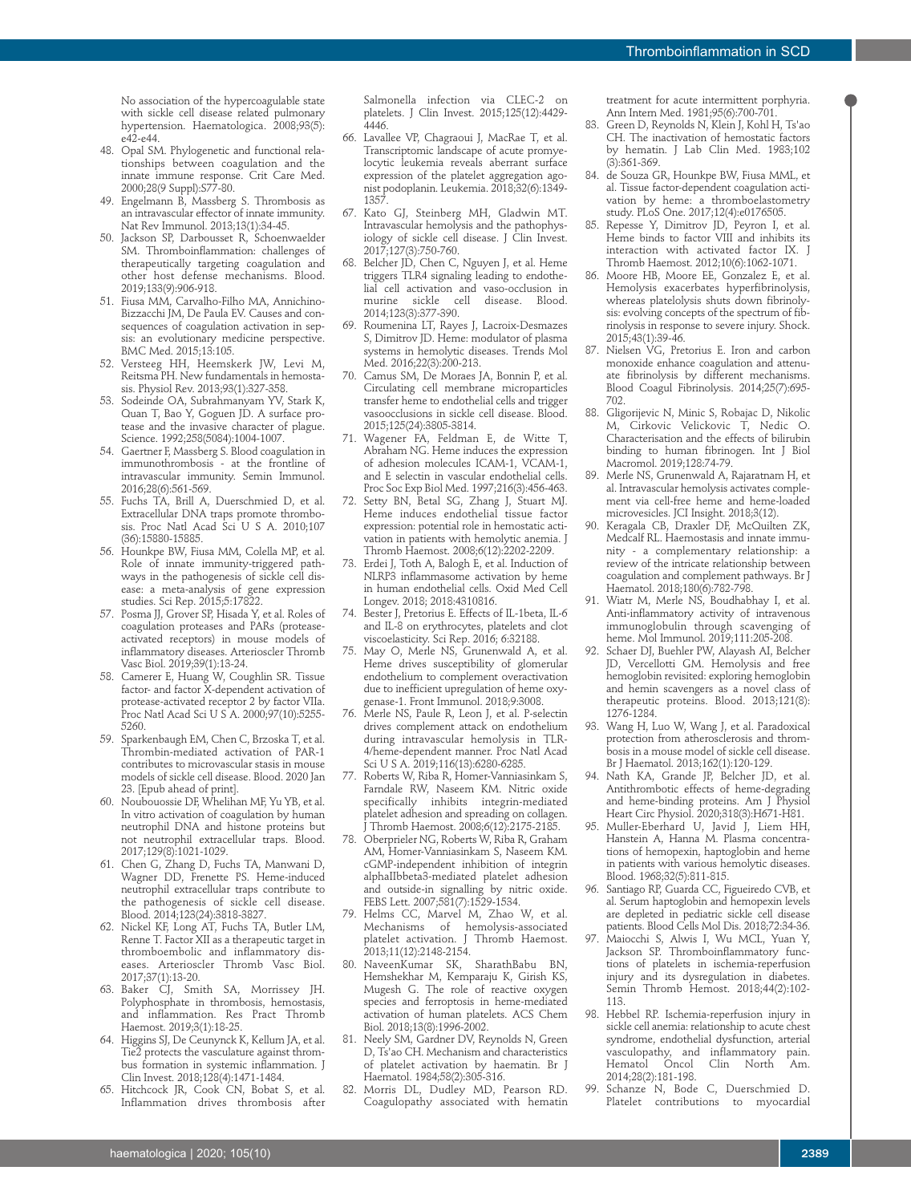No association of the hypercoagulable state with sickle cell disease related pulmonary hypertension. Haematologica. 2008;93(5):e42-e44.

48. Opal SM. Phylogenetic and functional relationships between coagulation and the innate immune response. Crit Care Med. 2000;28(9 Suppl):S77-80.
49. Engelmann B, Massberg S. Thrombosis as an intravascular effector of innate immunity. Nat Rev Immunol. 2013;13(1):34-45.
50. Jackson SP, Darbousset R, Schoenwaelder SM. Thromboinflammation: challenges of therapeutically targeting coagulation and other host defense mechanisms. Blood. 2019;133(9):906-918.
51. Fiusa MM, Carvalho-Filho MA, Annichino-Bizzacchi JM, De Paula EV. Causes and consequences of coagulation activation in sepsis: an evolutionary medicine perspective. BMC Med. 2015;13:105.
52. Versteeg HH, Heemskerk JW, Levi M, Reitsma PH. New fundamentals in hemostasis. Physiol Rev. 2013;93(1):327-358.
53. Sodeinde OA, Subrahmanyam YV, Stark K, Quan T, Bao Y, Goguen JD. A surface protease and the invasive character of plague. Science. 1992;258(5084):1004-1007.
54. Gaertner F, Massberg S. Blood coagulation in immunothrombosis - at the frontline of intravascular immunity. Semin Immunol. 2016;28(6):561-569.
55. Fuchs TA, Brill A, Duerschmied D, et al. Extracellular DNA traps promote thrombosis. Proc Natl Acad Sci U S A. 2010;107(36):15880-15885.
56. Hounkpe BW, Fiusa MM, Colella MP, et al. Role of innate immunity-triggered pathways in the pathogenesis of sickle cell disease: a meta-analysis of gene expression studies. Sci Rep. 2015;5:17822.
57. Posma JJ, Grover SP, Hisada Y, et al. Roles of coagulation proteases and PARs (protease-activated receptors) in mouse models of inflammatory diseases. Arterioscler Thromb Vasc Biol. 2019;39(1):13-24.
58. Camerer E, Huang W, Coughlin SR. Tissue factor- and factor X-dependent activation of protease-activated receptor 2 by factor VIIa. Proc Natl Acad Sci U S A. 2000;97(10):5255-5260.
59. Sparkenbaugh EM, Chen C, Brzoska T, et al. Thrombin-mediated activation of PAR-1 contributes to microvascular stasis in mouse models of sickle cell disease. Blood. 2020 Jan 23. [Epub ahead of print].
60. Noubouossie DF, Whelihan MF, Yu YB, et al. In vitro activation of coagulation by human neutrophil DNA and histone proteins but not neutrophil extracellular traps. Blood. 2017;129(8):1021-1029.
61. Chen G, Zhang D, Fuchs TA, Manwani D, Wagner DD, Frenette PS. Heme-induced neutrophil extracellular traps contribute to the pathogenesis of sickle cell disease. Blood. 2014;123(24):3818-3827.
62. Nickel KF, Long AT, Fuchs TA, Butler LM, Renne T. Factor XII as a therapeutic target in thromboembolic and inflammatory diseases. Arterioscler Thromb Vasc Biol. 2017;37(1):13-20.
63. Baker CJ, Smith SA, Morrissey JH. Polyphosphate in thrombosis, hemostasis, and inflammation. Res Pract Thromb Haemost. 2019;3(1):18-25.
64. Higgins SJ, De Ceunynck K, Kellum JA, et al. Tie2 protects the vasculature against thrombus formation in systemic inflammation. J Clin Invest. 2018;128(4):1471-1484.
65. Hitchcock JR, Cook CN, Bobat S, et al. Inflammation drives thrombosis after Salmonella infection via CLEC-2 on platelets. J Clin Invest. 2015;125(12):4429-4446.
66. Lavallee VP, Chagraoui J, MacRae T, et al. Transcriptomic landscape of acute promyelocytic leukemia reveals aberrant surface expression of the platelet aggregation agonist podoplanin. Leukemia. 2018;32(6):1349-1357.
67. Kato GJ, Steinberg MH, Gladwin MT. Intravascular hemolysis and the pathophysiology of sickle cell disease. J Clin Invest. 2017;127(3):750-760.
68. Belcher JD, Chen C, Nguyen J, et al. Heme triggers TLR4 signaling leading to endothelial cell activation and vaso-occlusion in murine sickle cell disease. Blood. 2014;123(3):377-390.
69. Roumenina LT, Rayes J, Lacroix-Desmazes S, Dimitrov JD. Heme: modulator of plasma systems in hemolytic diseases. Trends Mol Med. 2016;22(3):200-213.
70. Camus SM, De Moraes JA, Bonnin P, et al. Circulating cell membrane microparticles transfer heme to endothelial cells and trigger vasoocclusions in sickle cell disease. Blood. 2015;125(24):3805-3814.
71. Wagener FA, Feldman E, de Witte T, Abraham NG. Heme induces the expression of adhesion molecules ICAM-1, VCAM-1, and E selectin in vascular endothelial cells. Proc Soc Exp Biol Med. 1997;216(3):456-463.
72. Setty BN, Betal SG, Zhang J, Stuart MJ. Heme induces endothelial tissue factor expression: potential role in hemostatic activation in patients with hemolytic anemia. J Thromb Haemost. 2008;6(12):2202-2209.
73. Erdei J, Toth A, Balogh E, et al. Induction of NLRP3 inflammasome activation by heme in human endothelial cells. Oxid Med Cell Longev. 2018; 2018:4310816.
74. Bester J, Pretorius E. Effects of IL-1beta, IL-6 and IL-8 on erythrocytes, platelets and clot viscoelasticity. Sci Rep. 2016; 6:32188.
75. May O, Merle NS, Grunenwald A, et al. Heme drives susceptibility of glomerular endothelium to complement overactivation due to inefficient upregulation of heme oxygenase-1. Front Immunol. 2018;9:3008.
76. Merle NS, Paule R, Leon J, et al. P-selectin drives complement attack on endothelium during intravascular hemolysis in TLR-4/heme-dependent manner. Proc Natl Acad Sci U S A. 2019;116(13):6280-6285.
77. Roberts W, Riba R, Homer-Vanniasinkam S, Farndale RW, Naseem KM. Nitric oxide specifically inhibits integrin-mediated platelet adhesion and spreading on collagen. J Thromb Haemost. 2008;6(12):2175-2185.
78. Oberprieler NG, Roberts W, Riba R, Graham AM, Homer-Vanniasinkam S, Naseem KM. cGMP-independent inhibition of integrin alphaIIbbeta3-mediated platelet adhesion and outside-in signalling by nitric oxide. FEBS Lett. 2007;581(7):1529-1534.
79. Helms CC, Marvel M, Zhao W, et al. Mechanisms of hemolysis-associated platelet activation. J Thromb Haemost. 2013;11(12):2148-2154.
80. NaveenKumar SK, SharathBabu BN, Hemshekhar M, Kemparaju K, Girish KS, Mugesh G. The role of reactive oxygen species and ferroptosis in heme-mediated activation of human platelets. ACS Chem Biol. 2018;13(8):1996-2002.
81. Neely SM, Gardner DV, Reynolds N, Green D, Ts'ao CH. Mechanism and characteristics of platelet activation by haematin. Br J Haematol. 1984;58(2):305-316.
82. Morris DL, Dudley MD, Pearson RD. Coagulopathy associated with hematin treatment for acute intermittent porphyria. Ann Intern Med. 1981;95(6):700-701.
83. Green D, Reynolds N, Klein J, Kohl H, Ts'ao CH. The inactivation of hemostatic factors by hematin. J Lab Clin Med. 1983;102(3):361-369.
84. de Souza GR, Hounkpe BW, Fiusa MML, et al. Tissue factor-dependent coagulation activation by heme: a thromboelastometry study. PLoS One. 2017;12(4):e0176505.
85. Repesse Y, Dimitrov JD, Peyron I, et al. Heme binds to factor VIII and inhibits its interaction with activated factor IX. J Thromb Haemost. 2012;10(6):1062-1071.
86. Moore HB, Moore EE, Gonzalez E, et al. Hemolysis exacerbates hyperfibrinolysis, whereas platelolysis shuts down fibrinolysis: evolving concepts of the spectrum of fibrinolysis in response to severe injury. Shock. 2015;43(1):39-46.
87. Nielsen VG, Pretorius E. Iron and carbon monoxide enhance coagulation and attenuate fibrinolysis by different mechanisms. Blood Coagul Fibrinolysis. 2014;25(7):695-702.
88. Gligorijevic N, Minic S, Robajac D, Nikolic M, Cirkovic Velickovic T, Nedic O. Characterisation and the effects of bilirubin binding to human fibrinogen. Int J Biol Macromol. 2019;128:74-79.
89. Merle NS, Grunenwald A, Rajaratnam H, et al. Intravascular hemolysis activates complement via cell-free heme and heme-loaded microvesicles. JCI Insight. 2018;3(12).
90. Keragala CB, Draxler DF, McQuilten ZK, Medcalf RL. Haemostasis and innate immunity - a complementary relationship: a review of the intricate relationship between coagulation and complement pathways. Br J Haematol. 2018;180(6):782-798.
91. Wiatr M, Merle NS, Boudhabhay I, et al. Anti-inflammatory activity of intravenous immunoglobulin through scavenging of heme. Mol Immunol. 2019;111:205-208.
92. Schaer DJ, Buehler PW, Alayash AI, Belcher JD, Vercellotti GM. Hemolysis and free hemoglobin revisited: exploring hemoglobin and hemin scavengers as a novel class of therapeutic proteins. Blood. 2013;121(8):1276-1284.
93. Wang H, Luo W, Wang J, et al. Paradoxical protection from atherosclerosis and thrombosis in a mouse model of sickle cell disease. Br J Haematol. 2013;162(1):120-129.
94. Nath KA, Grande JP, Belcher JD, et al. Antithrombotic effects of heme-degrading and heme-binding proteins. Am J Physiol Heart Circ Physiol. 2020;318(3):H671-H81.
95. Muller-Eberhard U, Javid J, Liem HH, Hanstein A, Hanna M. Plasma concentrations of hemopexin, haptoglobin and heme in patients with various hemolytic diseases. Blood. 1968;32(5):811-815.
96. Santiago RP, Guarda CC, Figueiredo CVB, et al. Serum haptoglobin and hemopexin levels are depleted in pediatric sickle cell disease patients. Blood Cells Mol Dis. 2018;72:34-36.
97. Maiocchi S, Alwis I, Wu MCL, Yuan Y, Jackson SP. Thromboinflammatory functions of platelets in ischemia-reperfusion injury and its dysregulation in diabetes. Semin Thromb Hemost. 2018;44(2):102-113.
98. Hebbel RP. Ischemia-reperfusion injury in sickle cell anemia: relationship to acute chest syndrome, endothelial dysfunction, arterial vasculopathy, and inflammatory pain. Hematol Oncol Clin North Am. 2014;28(2):181-198.
99. Schanze N, Bode C, Duerschmied D. Platelet contributions to myocardial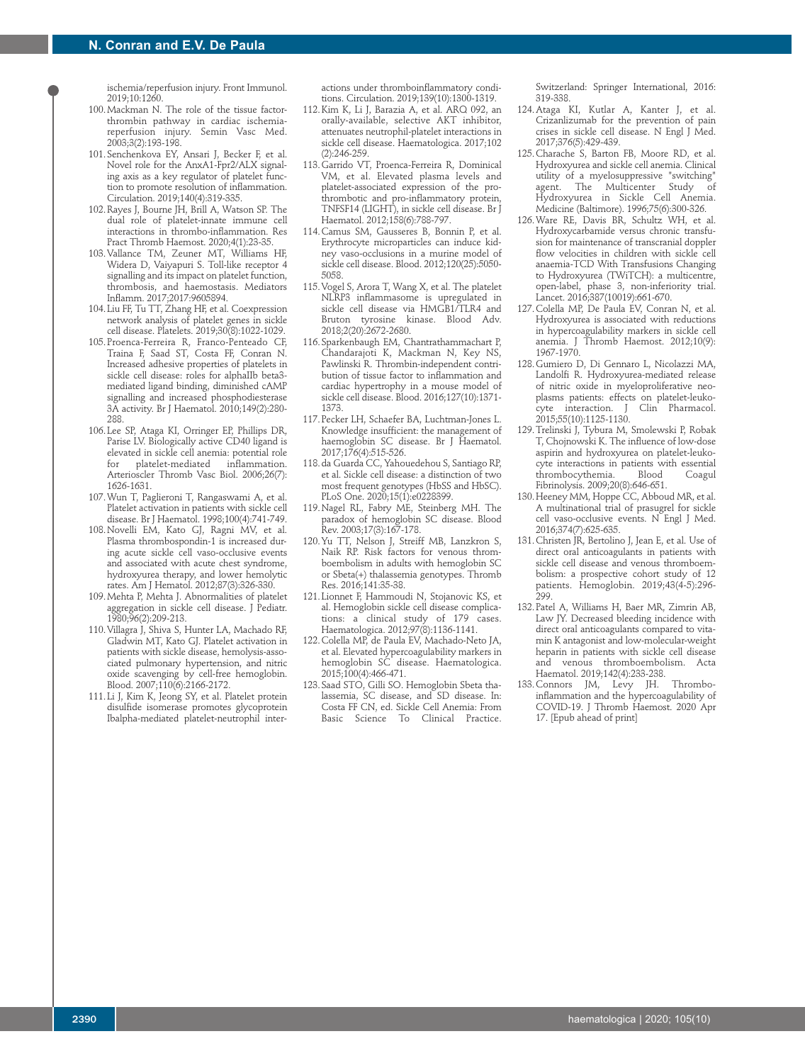ischemia/reperfusion injury. Front Immunol. 2019;10:1260.

100. Mackman N. The role of the tissue factor-thrombin pathway in cardiac ischemia-reperfusion injury. Semin Vasc Med. 2003;3(2):193-198.
101. Senchenkova EY, Ansari J, Becker F, et al. Novel role for the AnxA1-Fpr2/ALX signaling axis as a key regulator of platelet function to promote resolution of inflammation. Circulation. 2019;140(4):319-335.
102. Rayes J, Bourne JH, Brill A, Watson SP. The dual role of platelet-innate immune cell interactions in thrombo-inflammation. Res Pract Thromb Haemost. 2020;4(1):23-35.
103. Vallance TM, Zeuner MT, Williams HF, Widera D, Vaiyapuri S. Toll-like receptor 4 signalling and its impact on platelet function, thrombosis, and haemostasis. Mediators Inflamm. 2017;2017:9605894.
104. Liu FF, Tu TT, Zhang HF, et al. Coexpression network analysis of platelet genes in sickle cell disease. Platelets. 2019;30(8):1022-1029.
105. Proenca-Ferreira R, Franco-Penteado CF, Traina F, Saad ST, Costa FF, Conran N. Increased adhesive properties of platelets in sickle cell disease: roles for alphaIIb beta3-mediated ligand binding, diminished cAMP signalling and increased phosphodiesterase 3A activity. Br J Haematol. 2010;149(2):280-288.
106. Lee SP, Ataga KI, Orringer EP, Phillips DR, Parise LV. Biologically active CD40 ligand is elevated in sickle cell anemia: potential role for platelet-mediated inflammation. Arterioscler Thromb Vasc Biol. 2006;26(7):1626-1631.
107. Wun T, Paglieroni T, Rangaswami A, et al. Platelet activation in patients with sickle cell disease. Br J Haematol. 1998;100(4):741-749.
108. Novelli EM, Kato GJ, Ragni MV, et al. Plasma thrombospondin-1 is increased during acute sickle cell vaso-occlusive events and associated with acute chest syndrome, hydroxyurea therapy, and lower hemolytic rates. Am J Hematol. 2012;87(3):326-330.
109. Mehta P, Mehta J. Abnormalities of platelet aggregation in sickle cell disease. J Pediatr. 1980;96(2):209-213.
110. Villagra J, Shiva S, Hunter LA, Machado RF, Gladwin MT, Kato GJ. Platelet activation in patients with sickle disease, hemolysis-associated pulmonary hypertension, and nitric oxide scavenging by cell-free hemoglobin. Blood. 2007;110(6):2166-2172.
111. Li J, Kim K, Jeong SY, et al. Platelet protein disulfide isomerase promotes glycoprotein Ibalpha-mediated platelet-neutrophil interactions under thromboinflammatory conditions. Circulation. 2019;139(10):1300-1319.
112. Kim K, Li J, Barazia A, et al. ARQ 092, an orally-available, selective AKT inhibitor, attenuates neutrophil-platelet interactions in sickle cell disease. Haematologica. 2017;102(2):246-259.
113. Garrido VT, Proenca-Ferreira R, Dominical VM, et al. Elevated plasma levels and platelet-associated expression of the pro-thrombotic and pro-inflammatory protein, TNFSF14 (LIGHT), in sickle cell disease. Br J Haematol. 2012;158(6):788-797.
114. Camus SM, Gausseres B, Bonnin P, et al. Erythrocyte microparticles can induce kidney vaso-occlusions in a murine model of sickle cell disease. Blood. 2012;120(25):5050-5058.
115. Vogel S, Arora T, Wang X, et al. The platelet NLRP3 inflammasome is upregulated in sickle cell disease via HMGB1/TLR4 and Bruton tyrosine kinase. Blood Adv. 2018;2(20):2672-2680.
116. Sparkenbaugh EM, Chantrathammachart P, Chandarajoti K, Mackman N, Key NS, Pawlinski R. Thrombin-independent contribution of tissue factor to inflammation and cardiac hypertrophy in a mouse model of sickle cell disease. Blood. 2016;127(10):1371-1373.
117. Pecker LH, Schaefer BA, Luchtman-Jones L. Knowledge insufficient: the management of haemoglobin SC disease. Br J Haematol. 2017;176(4):515-526.
118. da Guarda CC, Yahouedehou S, Santiago RP, et al. Sickle cell disease: a distinction of two most frequent genotypes (HbSS and HbSC). PLoS One. 2020;15(1):e0228399.
119. Nagel RL, Fabry ME, Steinberg MH. The paradox of hemoglobin SC disease. Blood Rev. 2003;17(3):167-178.
120. Yu TT, Nelson J, Streiff MB, Lanzkron S, Naik RP. Risk factors for venous thromboembolism in adults with hemoglobin SC or Sbeta(+) thalassemia genotypes. Thromb Res. 2016;141:35-38.
121. Lionnet F, Hammoudi N, Stojanovic KS, et al. Hemoglobin sickle cell disease complications: a clinical study of 179 cases. Haematologica. 2012;97(8):1136-1141.
122. Colella MP, de Paula EV, Machado-Neto JA, et al. Elevated hypercoagulability markers in hemoglobin SC disease. Haematologica. 2015;100(4):466-471.
123. Saad STO, Gilli SO. Hemoglobin Sbeta thalassemia, SC disease, and SD disease. In: Costa FF CN, ed. Sickle Cell Anemia: From Basic Science To Clinical Practice. Switzerland: Springer International, 2016: 319-338.
124. Ataga KI, Kutlar A, Kanter J, et al. Crizanlizumab for the prevention of pain crises in sickle cell disease. N Engl J Med. 2017;376(5):429-439.
125. Charache S, Barton FB, Moore RD, et al. Hydroxyurea and sickle cell anemia. Clinical utility of a myelosuppressive "switching" agent. The Multicenter Study of Hydroxyurea in Sickle Cell Anemia. Medicine (Baltimore). 1996;75(6):300-326.
126. Ware RE, Davis BR, Schultz WH, et al. Hydroxycarbamide versus chronic transfusion for maintenance of transcranial doppler flow velocities in children with sickle cell anaemia-TCD With Transfusions Changing to Hydroxyurea (TWiTCH): a multicentre, open-label, phase 3, non-inferiority trial. Lancet. 2016;387(10019):661-670.
127. Colella MP, De Paula EV, Conran N, et al. Hydroxyurea is associated with reductions in hypercoagulability markers in sickle cell anemia. J Thromb Haemost. 2012;10(9):1967-1970.
128. Gumiero D, Di Gennaro L, Nicolazzi MA, Landolfi R. Hydroxyurea-mediated release of nitric oxide in myeloproliferative neoplasms patients: effects on platelet-leukocyte interaction. J Clin Pharmacol. 2015;55(10):1125-1130.
129. Trelinski J, Tybura M, Smolewski P, Robak T, Chojnowski K. The influence of low-dose aspirin and hydroxyurea on platelet-leukocyte interactions in patients with essential thrombocythemia. Blood Coagul Fibrinolysis. 2009;20(8):646-651.
130. Heeney MM, Hoppe CC, Abboud MR, et al. A multinational trial of prasugrel for sickle cell vaso-occlusive events. N Engl J Med. 2016;374(7):625-635.
131. Christen JR, Bertolino J, Jean E, et al. Use of direct oral anticoagulants in patients with sickle cell disease and venous thromboembolism: a prospective cohort study of 12 patients. Hemoglobin. 2019;43(4-5):296-299.
132. Patel A, Williams H, Baer MR, Zimrin AB, Law JY. Decreased bleeding incidence with direct oral anticoagulants compared to vitamin K antagonist and low-molecular-weight heparin in patients with sickle cell disease and venous thromboembolism. Acta Haematol. 2019;142(4):233-238.
133. Connors JM, Levy JH. Thromboinflammation and the hypercoagulability of COVID-19. J Thromb Haemost. 2020 Apr 17. [Epub ahead of print]